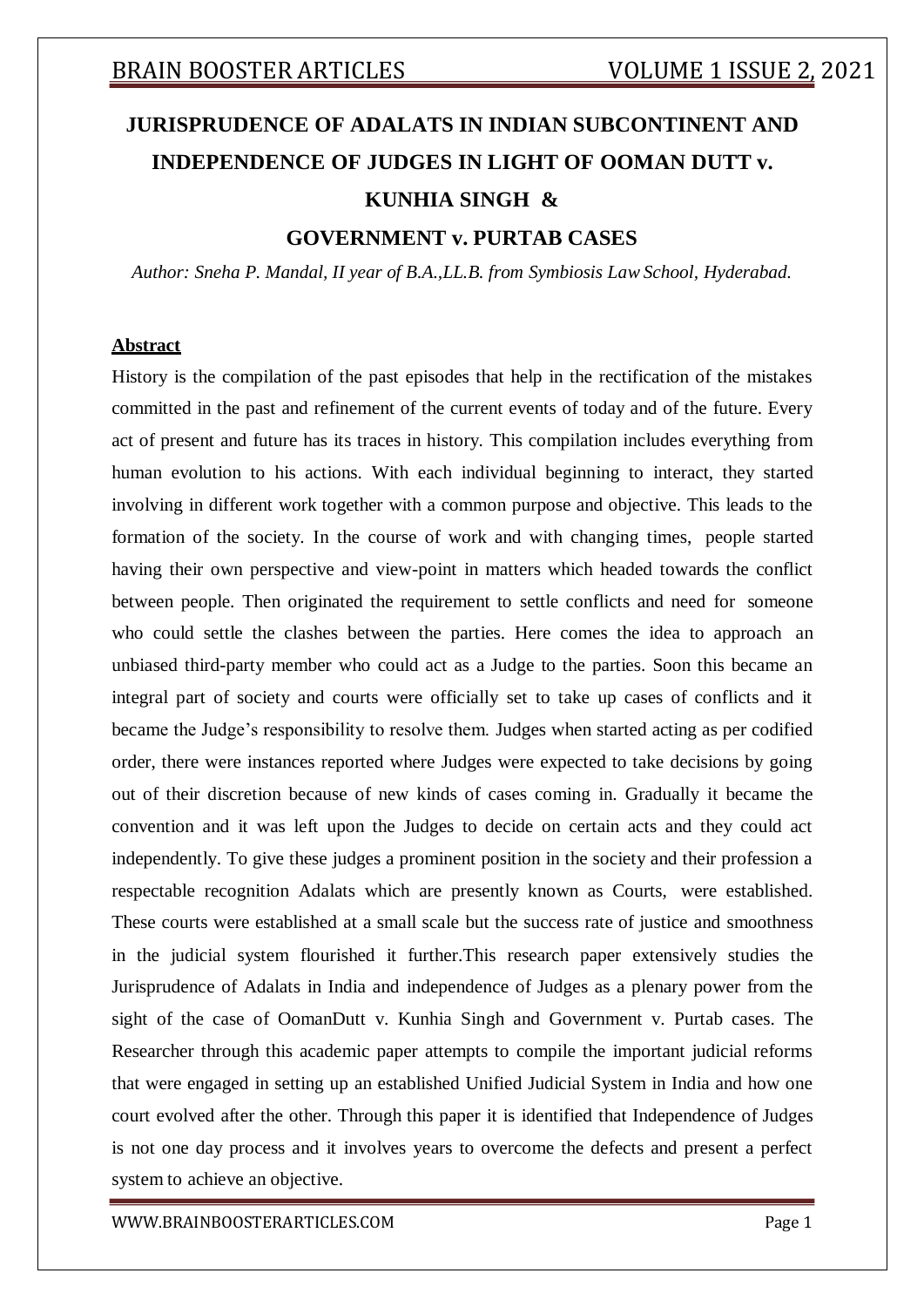# JURISPRUDENCE OF ADALATS IN INDIAN SUBCONTINENT AND INDEPENDENCE OF JUDGES IN LIGHT OF OOMAN DUTT v. KUNHIA SINGH & GOVERNMENT v. PURTAB CASES

*Author: Sneha P. Mandal, II year of B.A.,LL.B. from Symbiosis Law School, Hyderabad.*

## Abstract

History is the compilation of the past episodes that help in the rectification of the mistakes committed in the past and refinement of the current events of today and of the future. Every act of present and future has its traces in history. This compilation includes everything from human evolution to his actions. With each individual beginning to interact, they started involving in different work together with a common purpose and objective. This leads to the formation of the society. In the course of work and with changing times, people started having their own perspective and view-point in matters which headed towards the conflict between people. Then originated the requirement to settle conflicts and need for someone who could settle the clashes between the parties. Here comes the idea to approach an unbiased third-party member who could act as a Judge to the parties. Soon this became an integral part of society and courts were officially set to take up cases of conflicts and it became the Judge's responsibility to resolve them. Judges when started acting as per codified order, there were instances reported where Judges were expected to take decisions by going out of their discretion because of new kinds of cases coming in. Gradually it became the convention and it was left upon the Judges to decide on certain acts and they could act independently. To give these judges a prominent position in the society and their profession a respectable recognition Adalats which are presently known as Courts, were established. These courts were established at a small scale but the success rate of justice and smoothness in the judicial system flourished it further.This research paper extensively studies the Jurisprudence of Adalats in India and independence of Judges as a plenary power from the sight of the case of OomanDutt v. Kunhia Singh and Government v. Purtab cases. The Researcher through this academic paper attempts to compile the important judicial reforms that were engaged in setting up an established Unified Judicial System in India and how one court evolved after the other. Through this paper it is identified that Independence of Judges is not one day process and it involves years to overcome the defects and present a perfect system to achieve an objective.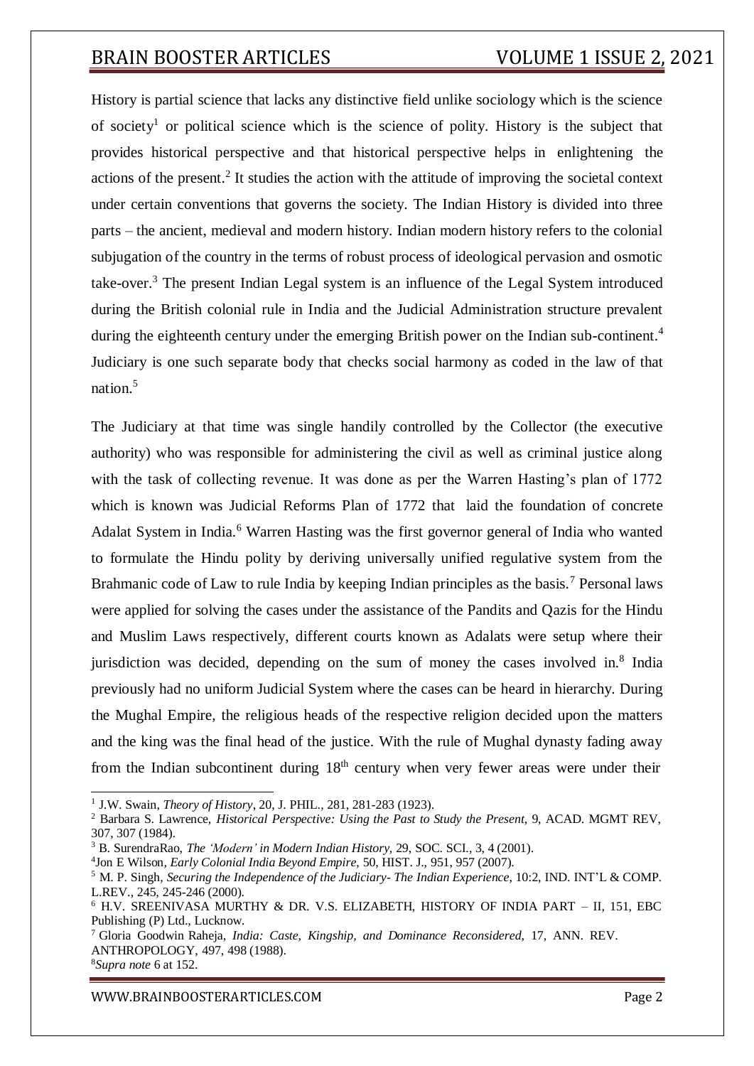History is partial science that lacks any distinctive field unlike sociology which is the science of society[1] or political science which is the science of polity. History is the subject that provides historical perspective and that historical perspective helps in enlightening the actions of the present.[2] It studies the action with the attitude of improving the societal context under certain conventions that governs the society. The Indian History is divided into three parts – the ancient, medieval and modern history. Indian modern history refers to the colonial subjugation of the country in the terms of robust process of ideological pervasion and osmotic take-over.[3] The present Indian Legal system is an influence of the Legal System introduced during the British colonial rule in India and the Judicial Administration structure prevalent during the eighteenth century under the emerging British power on the Indian sub-continent.[4] Judiciary is one such separate body that checks social harmony as coded in the law of that nation.[5]

The Judiciary at that time was single handily controlled by the Collector (the executive authority) who was responsible for administering the civil as well as criminal justice along with the task of collecting revenue. It was done as per the Warren Hasting's plan of 1772 which is known was Judicial Reforms Plan of 1772 that laid the foundation of concrete Adalat System in India.[6] Warren Hasting was the first governor general of India who wanted to formulate the Hindu polity by deriving universally unified regulative system from the Brahmanic code of Law to rule India by keeping Indian principles as the basis.[7] Personal laws were applied for solving the cases under the assistance of the Pandits and Qazis for the Hindu and Muslim Laws respectively, different courts known as Adalats were setup where their jurisdiction was decided, depending on the sum of money the cases involved in.[8] India previously had no uniform Judicial System where the cases can be heard in hierarchy. During the Mughal Empire, the religious heads of the respective religion decided upon the matters and the king was the final head of the justice. With the rule of Mughal dynasty fading away from the Indian subcontinent during 18th century when very fewer areas were under their

---

[1] J.W. Swain, *Theory of History*, 20, J. PHIL., 281, 281-283 (1923).

[2] Barbara S. Lawrence, *Historical Perspective: Using the Past to Study the Present*, 9, ACAD. MGMT REV, 307, 307 (1984).

[3] B. SurendraRao, *The 'Modern' in Modern Indian History*, 29, SOC. SCI., 3, 4 (2001).

[4] Jon E Wilson, *Early Colonial India Beyond Empire*, 50, HIST. J., 951, 957 (2007).

[5] M. P. Singh, *Securing the Independence of the Judiciary- The Indian Experience*, 10:2, IND. INT'L & COMP. L.REV., 245, 245-246 (2000).

[6] H.V. SREENIVASA MURTHY & DR. V.S. ELIZABETH, HISTORY OF INDIA PART – II, 151, EBC Publishing (P) Ltd., Lucknow.

[7] Gloria Goodwin Raheja, *India: Caste, Kingship, and Dominance Reconsidered*, 17, ANN. REV. ANTHROPOLOGY, 497, 498 (1988).

[8] *Supra note* 6 at 152.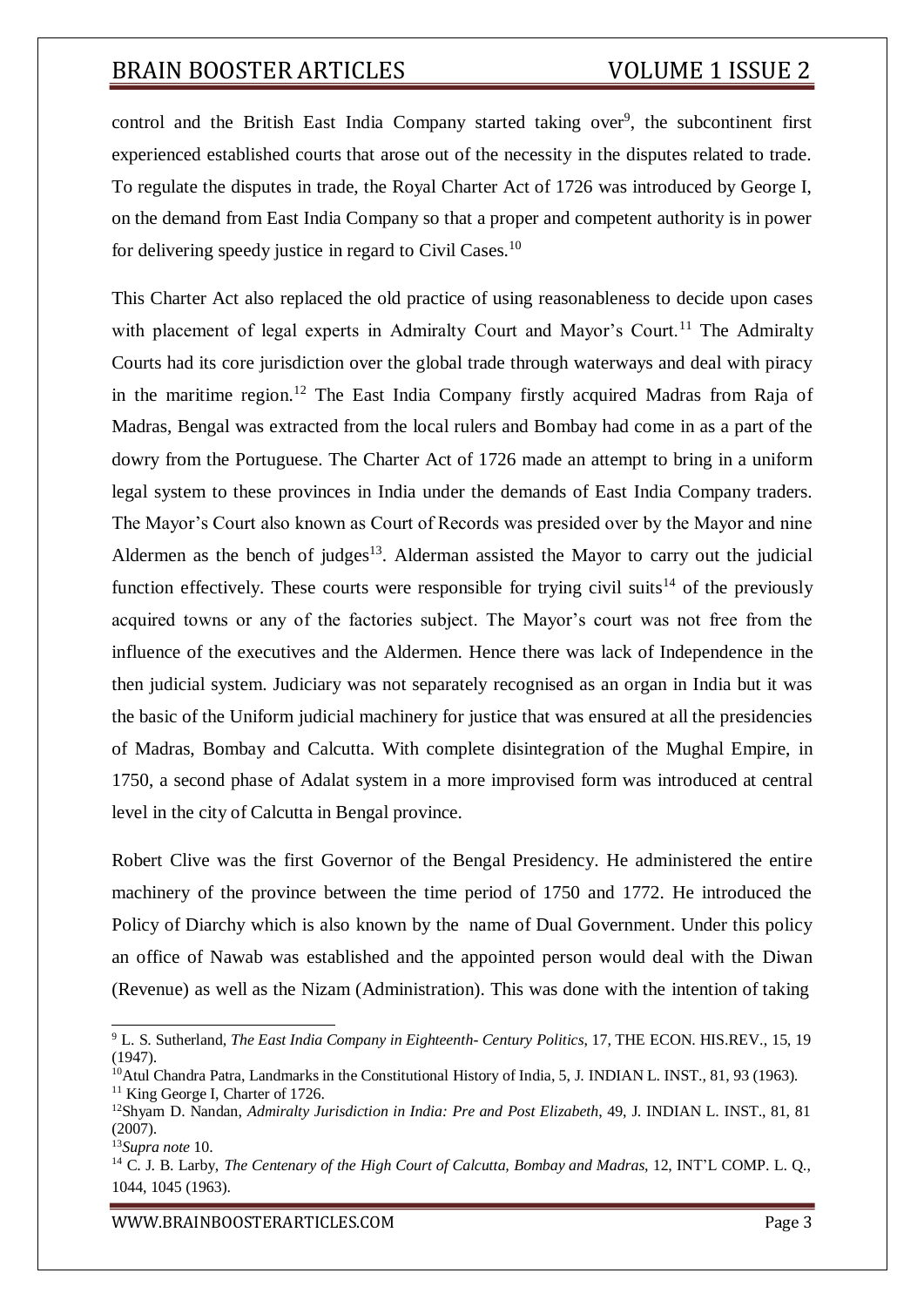control and the British East India Company started taking over[9], the subcontinent first experienced established courts that arose out of the necessity in the disputes related to trade. To regulate the disputes in trade, the Royal Charter Act of 1726 was introduced by George I, on the demand from East India Company so that a proper and competent authority is in power for delivering speedy justice in regard to Civil Cases.[10]

This Charter Act also replaced the old practice of using reasonableness to decide upon cases with placement of legal experts in Admiralty Court and Mayor's Court.[11] The Admiralty Courts had its core jurisdiction over the global trade through waterways and deal with piracy in the maritime region.[12] The East India Company firstly acquired Madras from Raja of Madras, Bengal was extracted from the local rulers and Bombay had come in as a part of the dowry from the Portuguese. The Charter Act of 1726 made an attempt to bring in a uniform legal system to these provinces in India under the demands of East India Company traders. The Mayor's Court also known as Court of Records was presided over by the Mayor and nine Aldermen as the bench of judges[13]. Alderman assisted the Mayor to carry out the judicial function effectively. These courts were responsible for trying civil suits[14] of the previously acquired towns or any of the factories subject. The Mayor's court was not free from the influence of the executives and the Aldermen. Hence there was lack of Independence in the then judicial system. Judiciary was not separately recognised as an organ in India but it was the basic of the Uniform judicial machinery for justice that was ensured at all the presidencies of Madras, Bombay and Calcutta. With complete disintegration of the Mughal Empire, in 1750, a second phase of Adalat system in a more improvised form was introduced at central level in the city of Calcutta in Bengal province.

Robert Clive was the first Governor of the Bengal Presidency. He administered the entire machinery of the province between the time period of 1750 and 1772. He introduced the Policy of Diarchy which is also known by the name of Dual Government. Under this policy an office of Nawab was established and the appointed person would deal with the Diwan (Revenue) as well as the Nizam (Administration). This was done with the intention of taking

---

[9] L. S. Sutherland, *The East India Company in Eighteenth- Century Politics*, 17, THE ECON. HIS.REV., 15, 19 (1947).

[10] Atul Chandra Patra, Landmarks in the Constitutional History of India, 5, J. INDIAN L. INST., 81, 93 (1963).

[11] King George I, Charter of 1726.

[12] Shyam D. Nandan, *Admiralty Jurisdiction in India: Pre and Post Elizabeth*, 49, J. INDIAN L. INST., 81, 81 (2007).

[13] *Supra note* 10.

[14] C. J. B. Larby, *The Centenary of the High Court of Calcutta, Bombay and Madras*, 12, INT'L COMP. L. Q., 1044, 1045 (1963).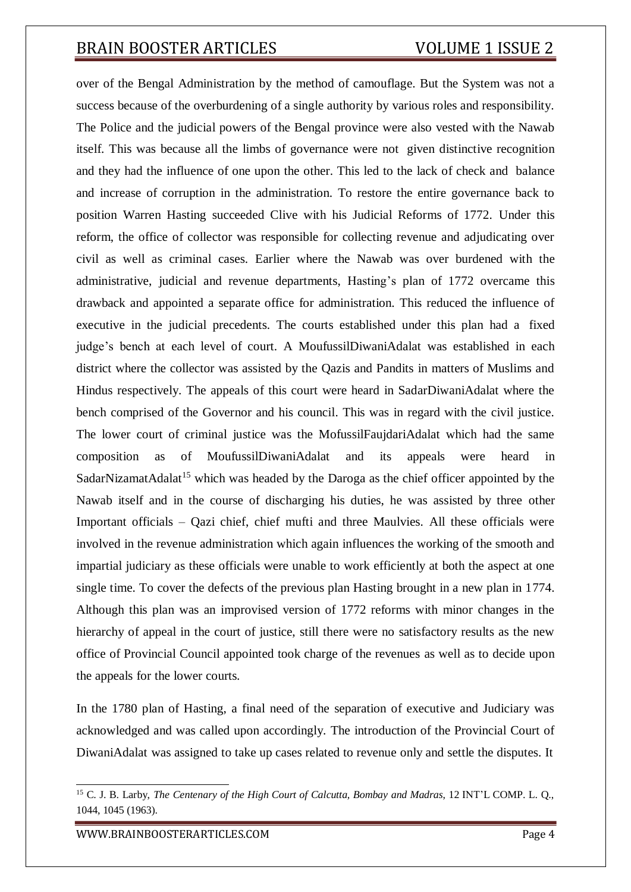over of the Bengal Administration by the method of camouflage. But the System was not a success because of the overburdening of a single authority by various roles and responsibility. The Police and the judicial powers of the Bengal province were also vested with the Nawab itself. This was because all the limbs of governance were not given distinctive recognition and they had the influence of one upon the other. This led to the lack of check and balance and increase of corruption in the administration. To restore the entire governance back to position Warren Hasting succeeded Clive with his Judicial Reforms of 1772. Under this reform, the office of collector was responsible for collecting revenue and adjudicating over civil as well as criminal cases. Earlier where the Nawab was over burdened with the administrative, judicial and revenue departments, Hasting's plan of 1772 overcame this drawback and appointed a separate office for administration. This reduced the influence of executive in the judicial precedents. The courts established under this plan had a fixed judge's bench at each level of court. A MoufussilDiwaniAdalat was established in each district where the collector was assisted by the Qazis and Pandits in matters of Muslims and Hindus respectively. The appeals of this court were heard in SadarDiwaniAdalat where the bench comprised of the Governor and his council. This was in regard with the civil justice. The lower court of criminal justice was the MofussilFaujdariAdalat which had the same composition as of MoufussilDiwaniAdalat and its appeals were heard in SadarNizamatAdalat[15] which was headed by the Daroga as the chief officer appointed by the Nawab itself and in the course of discharging his duties, he was assisted by three other Important officials – Qazi chief, chief mufti and three Maulvies. All these officials were involved in the revenue administration which again influences the working of the smooth and impartial judiciary as these officials were unable to work efficiently at both the aspect at one single time. To cover the defects of the previous plan Hasting brought in a new plan in 1774. Although this plan was an improvised version of 1772 reforms with minor changes in the hierarchy of appeal in the court of justice, still there were no satisfactory results as the new office of Provincial Council appointed took charge of the revenues as well as to decide upon the appeals for the lower courts.

In the 1780 plan of Hasting, a final need of the separation of executive and Judiciary was acknowledged and was called upon accordingly. The introduction of the Provincial Court of DiwaniAdalat was assigned to take up cases related to revenue only and settle the disputes. It

---

[15] C. J. B. Larby, *The Centenary of the High Court of Calcutta, Bombay and Madras*, 12 INT'L COMP. L. Q., 1044, 1045 (1963).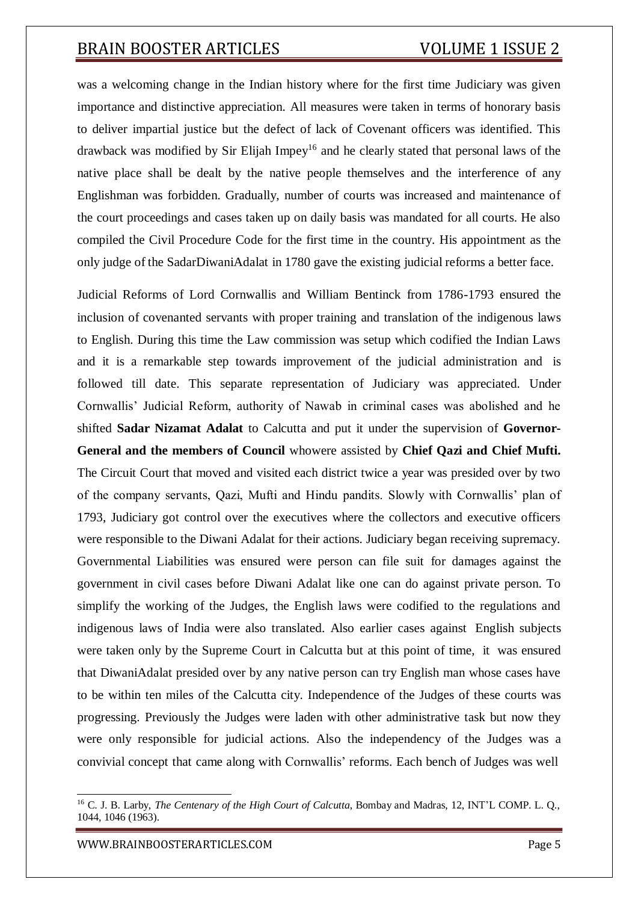was a welcoming change in the Indian history where for the first time Judiciary was given importance and distinctive appreciation. All measures were taken in terms of honorary basis to deliver impartial justice but the defect of lack of Covenant officers was identified. This drawback was modified by Sir Elijah Impey[16] and he clearly stated that personal laws of the native place shall be dealt by the native people themselves and the interference of any Englishman was forbidden. Gradually, number of courts was increased and maintenance of the court proceedings and cases taken up on daily basis was mandated for all courts. He also compiled the Civil Procedure Code for the first time in the country. His appointment as the only judge of the SadarDiwaniAdalat in 1780 gave the existing judicial reforms a better face.

Judicial Reforms of Lord Cornwallis and William Bentinck from 1786-1793 ensured the inclusion of covenanted servants with proper training and translation of the indigenous laws to English. During this time the Law commission was setup which codified the Indian Laws and it is a remarkable step towards improvement of the judicial administration and is followed till date. This separate representation of Judiciary was appreciated. Under Cornwallis' Judicial Reform, authority of Nawab in criminal cases was abolished and he shifted **Sadar Nizamat Adalat** to Calcutta and put it under the supervision of **Governor-General and the members of Council** whowere assisted by **Chief Qazi and Chief Mufti.** The Circuit Court that moved and visited each district twice a year was presided over by two of the company servants, Qazi, Mufti and Hindu pandits. Slowly with Cornwallis' plan of 1793, Judiciary got control over the executives where the collectors and executive officers were responsible to the Diwani Adalat for their actions. Judiciary began receiving supremacy. Governmental Liabilities was ensured were person can file suit for damages against the government in civil cases before Diwani Adalat like one can do against private person. To simplify the working of the Judges, the English laws were codified to the regulations and indigenous laws of India were also translated. Also earlier cases against English subjects were taken only by the Supreme Court in Calcutta but at this point of time, it was ensured that DiwaniAdalat presided over by any native person can try English man whose cases have to be within ten miles of the Calcutta city. Independence of the Judges of these courts was progressing. Previously the Judges were laden with other administrative task but now they were only responsible for judicial actions. Also the independency of the Judges was a convivial concept that came along with Cornwallis' reforms. Each bench of Judges was well

---

[16] C. J. B. Larby, *The Centenary of the High Court of Calcutta*, Bombay and Madras, 12, INT'L COMP. L. Q., 1044, 1046 (1963).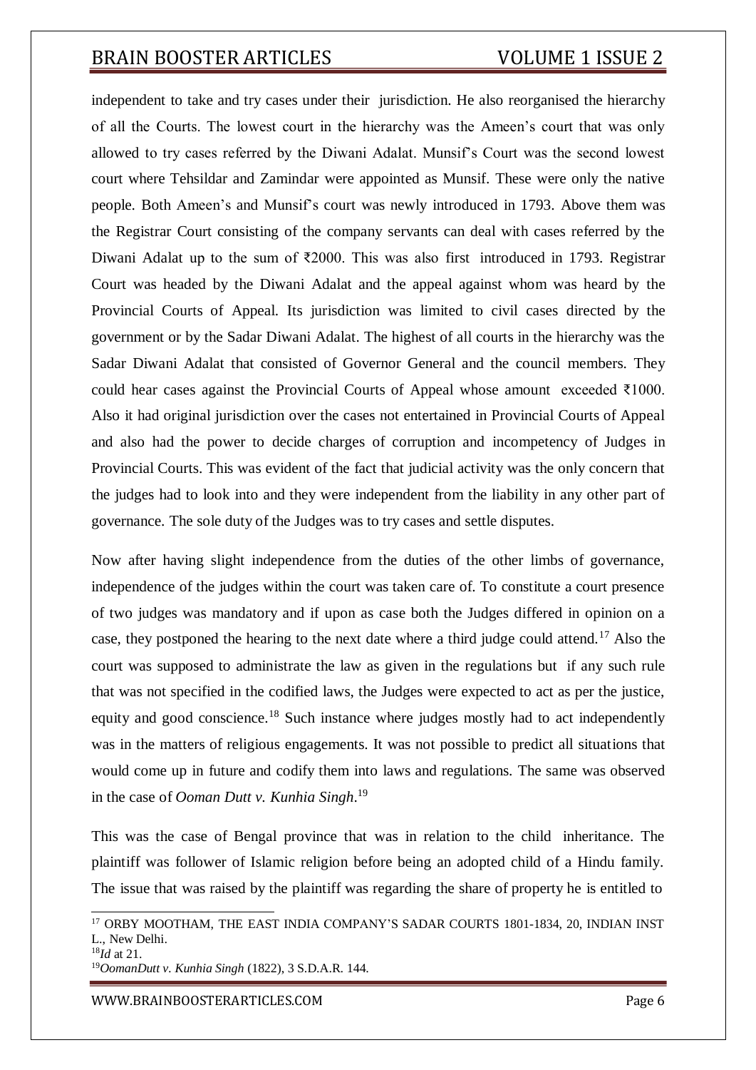independent to take and try cases under their jurisdiction. He also reorganised the hierarchy of all the Courts. The lowest court in the hierarchy was the Ameen's court that was only allowed to try cases referred by the Diwani Adalat. Munsif's Court was the second lowest court where Tehsildar and Zamindar were appointed as Munsif. These were only the native people. Both Ameen's and Munsif's court was newly introduced in 1793. Above them was the Registrar Court consisting of the company servants can deal with cases referred by the Diwani Adalat up to the sum of ₹2000. This was also first introduced in 1793. Registrar Court was headed by the Diwani Adalat and the appeal against whom was heard by the Provincial Courts of Appeal. Its jurisdiction was limited to civil cases directed by the government or by the Sadar Diwani Adalat. The highest of all courts in the hierarchy was the Sadar Diwani Adalat that consisted of Governor General and the council members. They could hear cases against the Provincial Courts of Appeal whose amount exceeded ₹1000. Also it had original jurisdiction over the cases not entertained in Provincial Courts of Appeal and also had the power to decide charges of corruption and incompetency of Judges in Provincial Courts. This was evident of the fact that judicial activity was the only concern that the judges had to look into and they were independent from the liability in any other part of governance. The sole duty of the Judges was to try cases and settle disputes.

Now after having slight independence from the duties of the other limbs of governance, independence of the judges within the court was taken care of. To constitute a court presence of two judges was mandatory and if upon as case both the Judges differed in opinion on a case, they postponed the hearing to the next date where a third judge could attend.[17] Also the court was supposed to administrate the law as given in the regulations but if any such rule that was not specified in the codified laws, the Judges were expected to act as per the justice, equity and good conscience.[18] Such instance where judges mostly had to act independently was in the matters of religious engagements. It was not possible to predict all situations that would come up in future and codify them into laws and regulations. The same was observed in the case of *Ooman Dutt v. Kunhia Singh*.[19]

This was the case of Bengal province that was in relation to the child inheritance. The plaintiff was follower of Islamic religion before being an adopted child of a Hindu family. The issue that was raised by the plaintiff was regarding the share of property he is entitled to

---

[17] ORBY MOOTHAM, THE EAST INDIA COMPANY'S SADAR COURTS 1801-1834, 20, INDIAN INST L., New Delhi.

[18] *Id* at 21.

[19] *OomanDutt v. Kunhia Singh* (1822), 3 S.D.A.R. 144.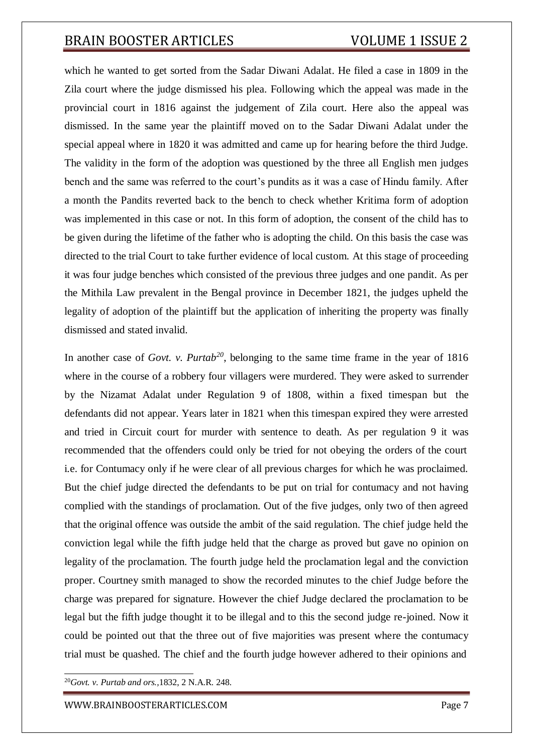which he wanted to get sorted from the Sadar Diwani Adalat. He filed a case in 1809 in the Zila court where the judge dismissed his plea. Following which the appeal was made in the provincial court in 1816 against the judgement of Zila court. Here also the appeal was dismissed. In the same year the plaintiff moved on to the Sadar Diwani Adalat under the special appeal where in 1820 it was admitted and came up for hearing before the third Judge. The validity in the form of the adoption was questioned by the three all English men judges bench and the same was referred to the court's pundits as it was a case of Hindu family. After a month the Pandits reverted back to the bench to check whether Kritima form of adoption was implemented in this case or not. In this form of adoption, the consent of the child has to be given during the lifetime of the father who is adopting the child. On this basis the case was directed to the trial Court to take further evidence of local custom. At this stage of proceeding it was four judge benches which consisted of the previous three judges and one pandit. As per the Mithila Law prevalent in the Bengal province in December 1821, the judges upheld the legality of adoption of the plaintiff but the application of inheriting the property was finally dismissed and stated invalid.

In another case of *Govt. v. Purtab*[20], belonging to the same time frame in the year of 1816 where in the course of a robbery four villagers were murdered. They were asked to surrender by the Nizamat Adalat under Regulation 9 of 1808, within a fixed timespan but the defendants did not appear. Years later in 1821 when this timespan expired they were arrested and tried in Circuit court for murder with sentence to death. As per regulation 9 it was recommended that the offenders could only be tried for not obeying the orders of the court i.e. for Contumacy only if he were clear of all previous charges for which he was proclaimed. But the chief judge directed the defendants to be put on trial for contumacy and not having complied with the standings of proclamation. Out of the five judges, only two of then agreed that the original offence was outside the ambit of the said regulation. The chief judge held the conviction legal while the fifth judge held that the charge as proved but gave no opinion on legality of the proclamation. The fourth judge held the proclamation legal and the conviction proper. Courtney smith managed to show the recorded minutes to the chief Judge before the charge was prepared for signature. However the chief Judge declared the proclamation to be legal but the fifth judge thought it to be illegal and to this the second judge re-joined. Now it could be pointed out that the three out of five majorities was present where the contumacy trial must be quashed. The chief and the fourth judge however adhered to their opinions and

---

[20] *Govt. v. Purtab and ors.*, 1832, 2 N.A.R. 248.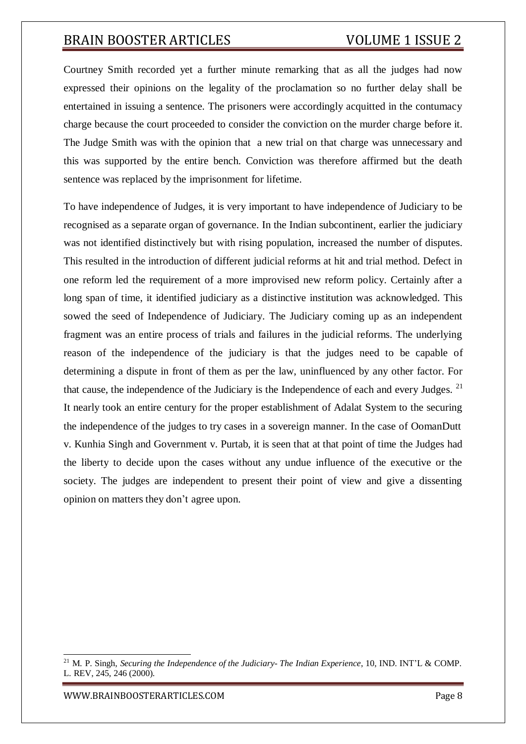Courtney Smith recorded yet a further minute remarking that as all the judges had now expressed their opinions on the legality of the proclamation so no further delay shall be entertained in issuing a sentence. The prisoners were accordingly acquitted in the contumacy charge because the court proceeded to consider the conviction on the murder charge before it. The Judge Smith was with the opinion that a new trial on that charge was unnecessary and this was supported by the entire bench. Conviction was therefore affirmed but the death sentence was replaced by the imprisonment for lifetime.

To have independence of Judges, it is very important to have independence of Judiciary to be recognised as a separate organ of governance. In the Indian subcontinent, earlier the judiciary was not identified distinctively but with rising population, increased the number of disputes. This resulted in the introduction of different judicial reforms at hit and trial method. Defect in one reform led the requirement of a more improvised new reform policy. Certainly after a long span of time, it identified judiciary as a distinctive institution was acknowledged. This sowed the seed of Independence of Judiciary. The Judiciary coming up as an independent fragment was an entire process of trials and failures in the judicial reforms. The underlying reason of the independence of the judiciary is that the judges need to be capable of determining a dispute in front of them as per the law, uninfluenced by any other factor. For that cause, the independence of the Judiciary is the Independence of each and every Judges. [21] It nearly took an entire century for the proper establishment of Adalat System to the securing the independence of the judges to try cases in a sovereign manner. In the case of OomanDutt v. Kunhia Singh and Government v. Purtab, it is seen that at that point of time the Judges had the liberty to decide upon the cases without any undue influence of the executive or the society. The judges are independent to present their point of view and give a dissenting opinion on matters they don't agree upon.

---

[21] M. P. Singh, *Securing the Independence of the Judiciary- The Indian Experience*, 10, IND. INT'L & COMP. L. REV, 245, 246 (2000).